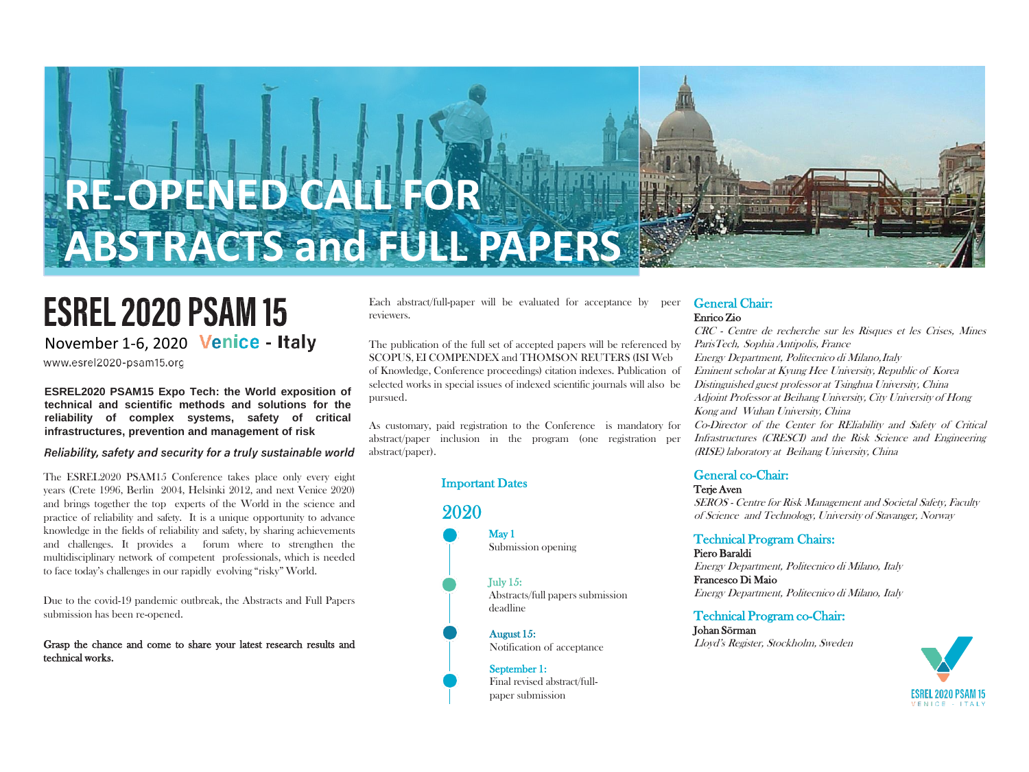# RE-OPENED CALL FOR ABSTRACTS and FULL PAPERS

## ESREL 2020 PSAM 15

November 1-6, 2020 Venice - Italy

www.esrel2020-psam15.org

**ESREL2020 PSAM15 Expo Tech: the World exposition of technical and scientific methods and solutions for the reliability of complex systems, safety of critical infrastructures, prevention and management of risk**

***Reliability, safety and security for a truly sustainable world***

The ESREL2020 PSAM15 Conference takes place only every eight years (Crete 1996, Berlin 2004, Helsinki 2012, and next Venice 2020) and brings together the top experts of the World in the science and practice of reliability and safety. It is a unique opportunity to advance knowledge in the fields of reliability and safety, by sharing achievements and challenges. It provides a forum where to strengthen the multidisciplinary network of competent professionals, which is needed to face today's challenges in our rapidly evolving "risky" World.

Due to the covid-19 pandemic outbreak, the Abstracts and Full Papers submission has been re-opened.

**Grasp the chance and come to share your latest research results and technical works.**

Each abstract/full-paper will be evaluated for acceptance by peer reviewers.

The publication of the full set of accepted papers will be referenced by SCOPUS, EI COMPENDEX and THOMSON REUTERS (ISI Web of Knowledge, Conference proceedings) citation indexes. Publication of selected works in special issues of indexed scientific journals will also be pursued.

As customary, paid registration to the Conference is mandatory for abstract/paper inclusion in the program (one registration per abstract/paper).

### Important Dates

**2020**

- **May 1**
  Submission opening
- **July 15:**
  Abstracts/full papers submission deadline
- **August 15:**
  Notification of acceptance
- **September 1:**
  Final revised abstract/full-paper submission

### General Chair:

**Enrico Zio**

*CRC - Centre de recherche sur les Risques et les Crises, Mines ParisTech, Sophia Antipolis, France*
*Energy Department, Politecnico di Milano, Italy*
*Eminent scholar at Kyung Hee University, Republic of Korea*
*Distinguished guest professor at Tsinghua University, China*
*Adjoint Professor at Beihang University, City University of Hong Kong and Wuhan University, China*
*Co-Director of the Center for REliability and Safety of Critical Infrastructures (CRESCI) and the Risk Science and Engineering (RISE) laboratory at Beihang University, China*

### General co-Chair:

**Terje Aven**

*SEROS - Centre for Risk Management and Societal Safety, Faculty of Science and Technology, University of Stavanger, Norway*

### Technical Program Chairs:

**Piero Baraldi**

*Energy Department, Politecnico di Milano, Italy*

**Francesco Di Maio**

*Energy Department, Politecnico di Milano, Italy*

### Technical Program co-Chair:

**Johan Sörman**

*Lloyd's Register, Stockholm, Sweden*

ESREL 2020 PSAM 15
VENICE - ITALY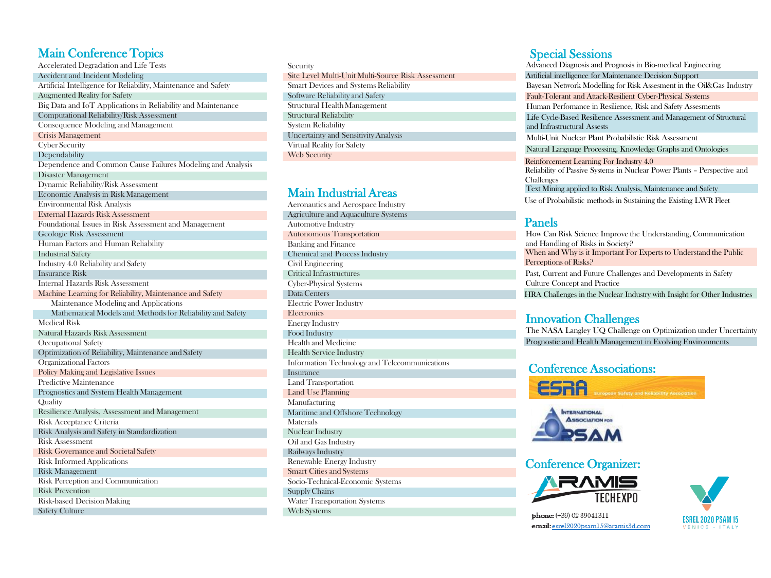## Main Conference Topics

- Accelerated Degradation and Life Tests
- Accident and Incident Modeling
- Artificial Intelligence for Reliability, Maintenance and Safety
- Augmented Reality for Safety
- Big Data and IoT Applications in Reliability and Maintenance
- Computational Reliability/Risk Assessment
- Consequence Modeling and Management
- Crisis Management
- Cyber Security
- Dependability
- Dependence and Common Cause Failures Modeling and Analysis
- Disaster Management
- Dynamic Reliability/Risk Assessment
- Economic Analysis in Risk Management
- Environmental Risk Analysis
- External Hazards Risk Assessment
- Foundational Issues in Risk Assessment and Management
- Geologic Risk Assessment
- Human Factors and Human Reliability
- Industrial Safety
- Industry 4.0 Reliability and Safety
- Insurance Risk
- Internal Hazards Risk Assessment
- Machine Learning for Reliability, Maintenance and Safety
- Maintenance Modeling and Applications
- Mathematical Models and Methods for Reliability and Safety
- Medical Risk
- Natural Hazards Risk Assessment
- Occupational Safety
- Optimization of Reliability, Maintenance and Safety
- Organizational Factors
- Policy Making and Legislative Issues
- Predictive Maintenance
- Prognostics and System Health Management
- Quality
- Resilience Analysis, Assessment and Management
- Risk Acceptance Criteria
- Risk Analysis and Safety in Standardization
- Risk Assessment
- Risk Governance and Societal Safety
- Risk Informed Applications
- Risk Management
- Risk Perception and Communication
- Risk Prevention
- Risk-based Decision Making
- Safety Culture
- Security
- Site Level Multi-Unit Multi-Source Risk Assessment
- Smart Devices and Systems Reliability
- Software Reliability and Safety
- Structural Health Management
- Structural Reliability
- System Reliability
- Uncertainty and Sensitivity Analysis
- Virtual Reality for Safety
- Web Security

## Main Industrial Areas

- Aeronautics and Aerospace Industry
- Agriculture and Aquaculture Systems
- Automotive Industry
- Autonomous Transportation
- Banking and Finance
- Chemical and Process Industry
- Civil Engineering
- Critical Infrastructures
- Cyber-Physical Systems
- Data Centers
- Electric Power Industry
- Electronics
- Energy Industry
- Food Industry
- Health and Medicine
- Health Service Industry
- Information Technology and Telecommunications
- Insurance
- Land Transportation
- Land Use Planning
- Manufacturing
- Maritime and Offshore Technology
- Materials
- Nuclear Industry
- Oil and Gas Industry
- Railways Industry
- Renewable Energy Industry
- Smart Cities and Systems
- Socio-Technical-Economic Systems
- Supply Chains
- Water Transportation Systems
- Web Systems

## Special Sessions

- Advanced Diagnosis and Prognosis in Bio-medical Engineering
- Artificial intelligence for Maintenance Decision Support
- Bayesan Network Modelling for Risk Assesment in the Oil&Gas Industry
- Fault-Tolerant and Attack-Resilient Cyber-Physical Systems
- Human Perfomance in Resilience, Risk and Safety Assesments
- Life Cycle-Based Resilience Assessment and Management of Structural and Infrastructural Assests
- Multi-Unit Nuclear Plant Probabilistic Risk Assessment
- Natural Language Processing, Knowledge Graphs and Ontologies
- Reinforcement Learning For Industry 4.0
- Reliability of Passive Systems in Nuclear Power Plants – Perspective and Challenges
- Text Mining applied to Risk Analysis, Maintenance and Safety
- Use of Probabilistic methods in Sustaining the Existing LWR Fleet

## Panels

- How Can Risk Science Improve the Understanding, Communication and Handling of Risks in Society?
- When and Why is it Important For Experts to Understand the Public Perceptions of Risks?
- Past, Current and Future Challenges and Developments in Safety Culture Concept and Practice
- HRA Challenges in the Nuclear Industry with Insight for Other Industries

## Innovation Challenges

- The NASA Langley UQ Challenge on Optimization under Uncertainty
- Prognostic and Health Management in Evolving Environments

## Conference Associations:

ESRA European Safety and Reliability Association

International Association for PSAM

## Conference Organizer:

ARAMIS TECHEXPO

**phone:** (+39) 02 89041311
**email:** esrel2020psam15@aramis3d.com

ESREL 2020 PSAM 15
VENICE - ITALY